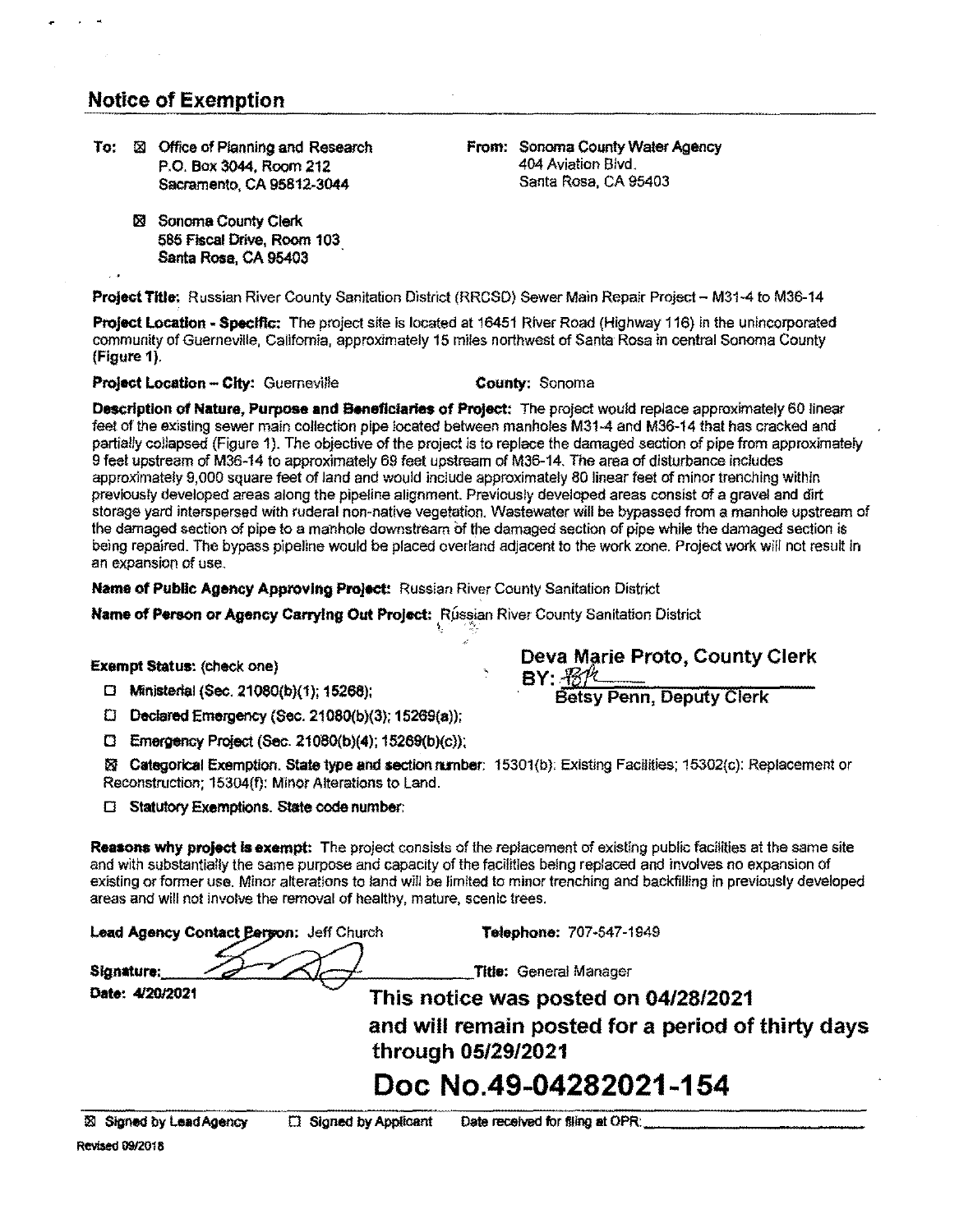## Notice of Exemption

**To:** ☒ Office of Planning and Research
P.O. Box 3044, Room 212
Sacramento, CA 95812-3044

☒ Sonoma County Clerk
585 Fiscal Drive, Room 103
Santa Rosa, CA 95403

**From:** Sonoma County Water Agency
404 Aviation Blvd.
Santa Rosa, CA 95403

**Project Title:** Russian River County Sanitation District (RRCSD) Sewer Main Repair Project – M31-4 to M36-14

**Project Location - Specific:** The project site is located at 16451 River Road (Highway 116) in the unincorporated community of Guerneville, California, approximately 15 miles northwest of Santa Rosa in central Sonoma County (Figure 1).

**Project Location – City:** Guerneville **County:** Sonoma

**Description of Nature, Purpose and Beneficiaries of Project:** The project would replace approximately 60 linear feet of the existing sewer main collection pipe located between manholes M31-4 and M36-14 that has cracked and partially collapsed (Figure 1). The objective of the project is to replace the damaged section of pipe from approximately 9 feet upstream of M36-14 to approximately 69 feet upstream of M36-14. The area of disturbance includes approximately 9,000 square feet of land and would include approximately 80 linear feet of minor trenching within previously developed areas along the pipeline alignment. Previously developed areas consist of a gravel and dirt storage yard interspersed with ruderal non-native vegetation. Wastewater will be bypassed from a manhole upstream of the damaged section of pipe to a manhole downstream of the damaged section of pipe while the damaged section is being repaired. The bypass pipeline would be placed overland adjacent to the work zone. Project work will not result in an expansion of use.

**Name of Public Agency Approving Project:** Russian River County Sanitation District

**Name of Person or Agency Carrying Out Project:** Russian River County Sanitation District

**Deva Marie Proto, County Clerk**
**BY:** _____
**Betsy Penn, Deputy Clerk**

**Exempt Status:** (check one)

☐ Ministerial (Sec. 21080(b)(1); 15268);

☐ Declared Emergency (Sec. 21080(b)(3); 15269(a));

☐ Emergency Project (Sec. 21080(b)(4); 15269(b)(c));

☒ Categorical Exemption. State type and section number: 15301(b): Existing Facilities; 15302(c): Replacement or Reconstruction; 15304(f): Minor Alterations to Land.

☐ Statutory Exemptions. State code number:

**Reasons why project is exempt:** The project consists of the replacement of existing public facilities at the same site and with substantially the same purpose and capacity of the facilities being replaced and involves no expansion of existing or former use. Minor alterations to land will be limited to minor trenching and backfilling in previously developed areas and will not involve the removal of healthy, mature, scenic trees.

**Lead Agency Contact Person:** Jeff Church **Telephone:** 707-547-1949

**Signature:** _____ **Title:** General Manager

**Date:** 4/20/2021

**This notice was posted on 04/28/2021 and will remain posted for a period of thirty days through 05/29/2021**

# Doc No.49-04282021-154

☒ Signed by Lead Agency ☐ Signed by Applicant Date received for filing at OPR: _____

Revised 09/2018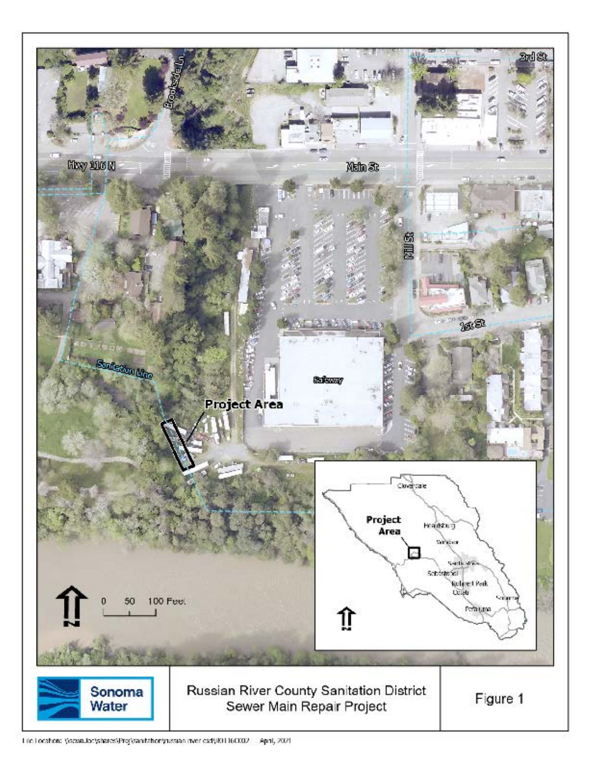Hwy 116 N

Main St

Brookside Ln

2nd St

Mill St

1st St

Sanitation Line

Safeway

**Project Area**

0 50 100 Feet

N

Cloverdale

**Project Area**

Healdsburg

Windsor

Santa Rosa

Sebastopol

Rohnert Park

Cotati

Sonoma

Petaluma

N

Sonoma Water

Russian River County Sanitation District
Sewer Main Repair Project

Figure 1

File Location: \\scwa.loc\shares\Proj\sanitation\russian river csd\I0I160002 April, 2021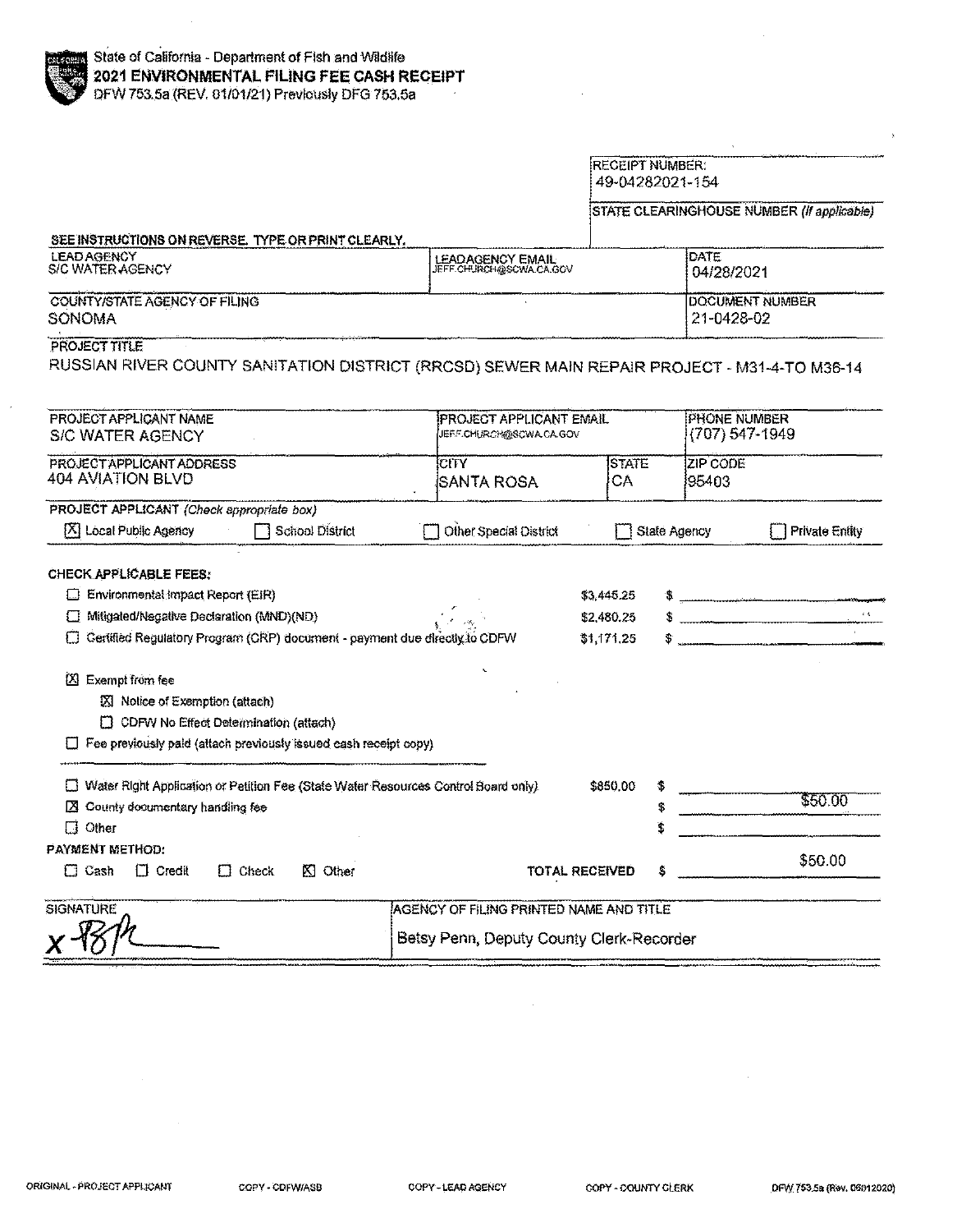State of California - Department of Fish and Wildlife

# 2021 ENVIRONMENTAL FILING FEE CASH RECEIPT

DFW 753.5a (REV. 01/01/21) Previously DFG 753.5a

RECEIPT NUMBER:
49-04282021-154

STATE CLEARINGHOUSE NUMBER *(If applicable)*

SEE INSTRUCTIONS ON REVERSE. TYPE OR PRINT CLEARLY.

| LEAD AGENCY | LEAD AGENCY EMAIL | DATE |
|---|---|---|
| S/C WATER AGENCY | JEFF.CHURCH@SCWA.CA.GOV | 04/28/2021 |

| COUNTY/STATE AGENCY OF FILING | DOCUMENT NUMBER |
|---|---|
| SONOMA | 21-0428-02 |

PROJECT TITLE
RUSSIAN RIVER COUNTY SANITATION DISTRICT (RRCSD) SEWER MAIN REPAIR PROJECT - M31-4-TO M36-14

| PROJECT APPLICANT NAME | PROJECT APPLICANT EMAIL | | PHONE NUMBER |
|---|---|---|---|
| S/C WATER AGENCY | JEFF.CHURCH@SCWA.CA.GOV | | (707) 547-1949 |
| **PROJECT APPLICANT ADDRESS** | **CITY** | **STATE** | **ZIP CODE** |
| 404 AVIATION BLVD | SANTA ROSA | CA | 95403 |

PROJECT APPLICANT *(Check appropriate box)*

- [X] Local Public Agency
- [ ] School District
- [ ] Other Special District
- [ ] State Agency
- [ ] Private Entity

**CHECK APPLICABLE FEES:**

| | | |
|---|---|---|
| [ ] Environmental Impact Report (EIR) | $3,445.25 | $ |
| [ ] Mitigated/Negative Declaration (MND)(ND) | $2,480.25 | $ |
| [ ] Certified Regulatory Program (CRP) document - payment due directly to CDFW | $1,171.25 | $ |

- [X] Exempt from fee
  - [X] Notice of Exemption (attach)
  - [ ] CDFW No Effect Determination (attach)
- [ ] Fee previously paid (attach previously issued cash receipt copy)

| | | |
|---|---|---|
| [ ] Water Right Application or Petition Fee (State Water Resources Control Board only) | $850.00 | $ |
| [X] County documentary handling fee | | $ $50.00 |
| [ ] Other | | $ |

**PAYMENT METHOD:**

- [ ] Cash
- [ ] Credit
- [ ] Check
- [X] Other

TOTAL RECEIVED $ $50.00

| SIGNATURE | AGENCY OF FILING PRINTED NAME AND TITLE |
|---|---|
| x [signature] | Betsy Penn, Deputy County Clerk-Recorder |

ORIGINAL - PROJECT APPLICANT &nbsp;&nbsp; COPY - CDFW/ASB &nbsp;&nbsp; COPY - LEAD AGENCY &nbsp;&nbsp; COPY - COUNTY CLERK &nbsp;&nbsp; DFW 753.5a (Rev. 06012020)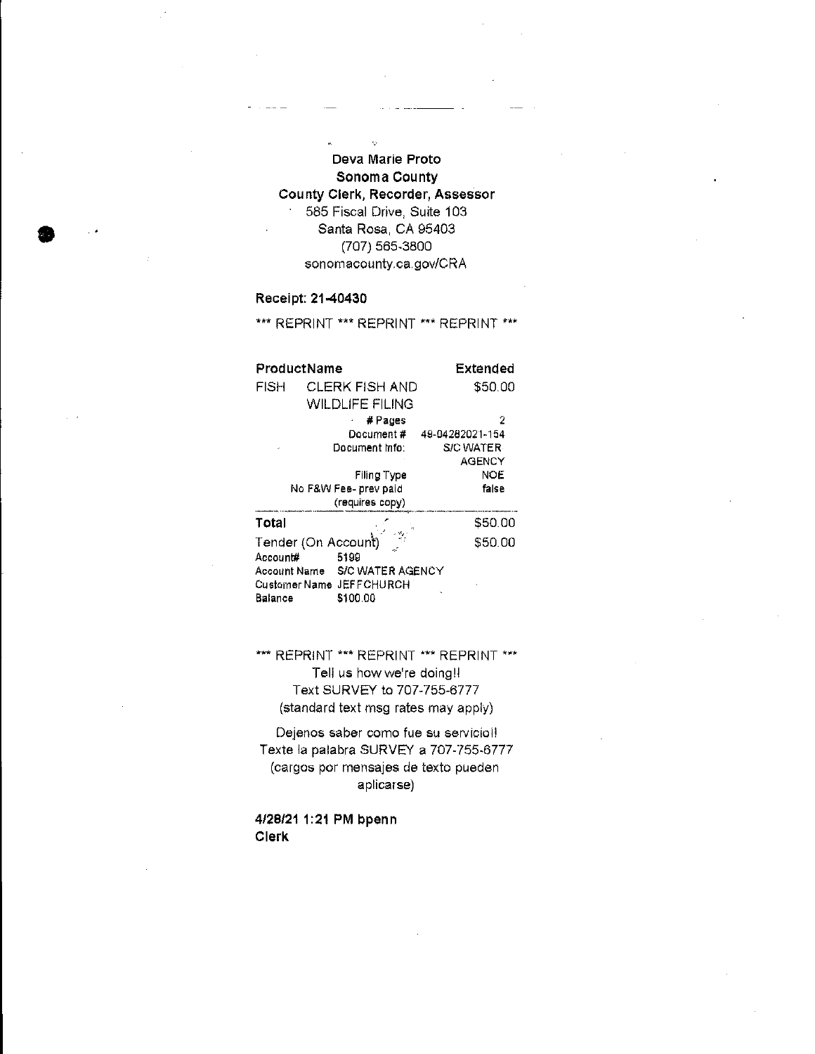**Deva Marie Proto**
**Sonoma County**
**County Clerk, Recorder, Assessor**
585 Fiscal Drive, Suite 103
Santa Rosa, CA 95403
(707) 565-3800
sonomacounty.ca.gov/CRA

**Receipt: 21-40430**

*** REPRINT *** REPRINT *** REPRINT ***

| **ProductName** | | **Extended** |
|---|---|---|
| FISH | CLERK FISH AND WILDLIFE FILING | $50.00 |
| | # Pages | 2 |
| | Document # | 49-04282021-154 |
| | Document Info: | S/C WATER AGENCY |
| | Filing Type | NOE |
| | No F&W Fee- prev paid (requires copy) | false |
| **Total** | | $50.00 |
| Tender (On Account) | | $50.00 |

Account# 5199
Account Name S/C WATER AGENCY
Customer Name JEFFCHURCH
Balance $100.00

*** REPRINT *** REPRINT *** REPRINT ***
Tell us how we're doing!!
Text SURVEY to 707-755-6777
(standard text msg rates may apply)

Dejenos saber como fue su servicio!!
Texte la palabra SURVEY a 707-755-6777
(cargos por mensajes de texto pueden aplicarse)

**4/28/21 1:21 PM bpenn**
**Clerk**